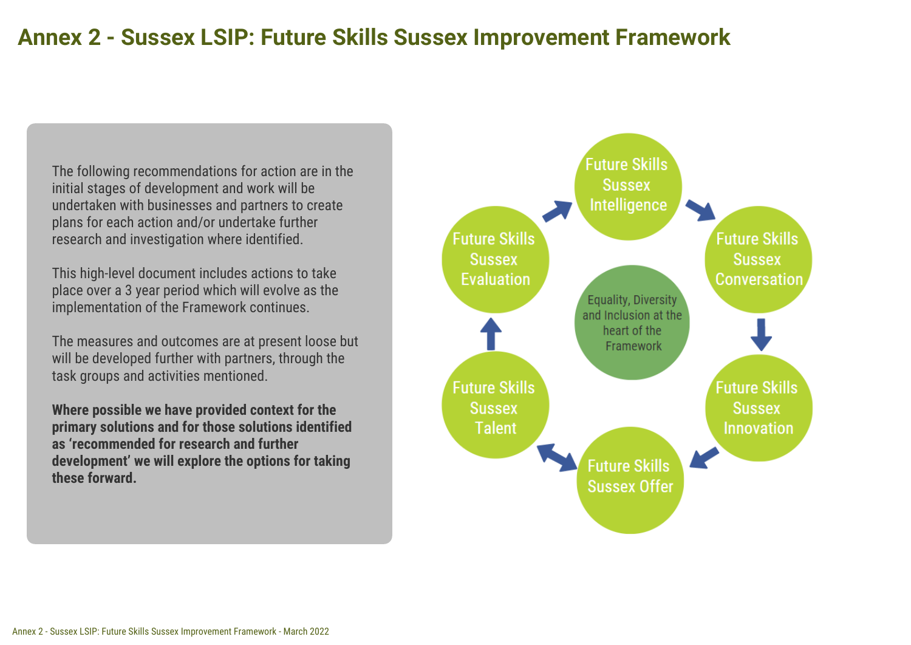# Annex 2 - Sussex LSIP: Future Skills Sussex Improvement Framework

The following recommendations for action are in the initial stages of development and work will be undertaken with businesses and partners to create plans for each action and/or undertake further research and investigation where identified.

This high-level document includes actions to take place over a 3 year period which will evolve as the implementation of the Framework continues.

The measures and outcomes are at present loose but will be developed further with partners, through the task groups and activities mentioned.

**Where possible we have provided context for the primary solutions and for those solutions identified as 'recommended for research and further development' we will explore the options for taking these forward.**

Future Skills Sussex Intelligence

Future Skills Sussex Conversation

Future Skills Sussex Innovation

Future Skills Sussex Offer

Future Skills Sussex Talent

Future Skills Sussex Evaluation

Equality, Diversity and Inclusion at the heart of the Framework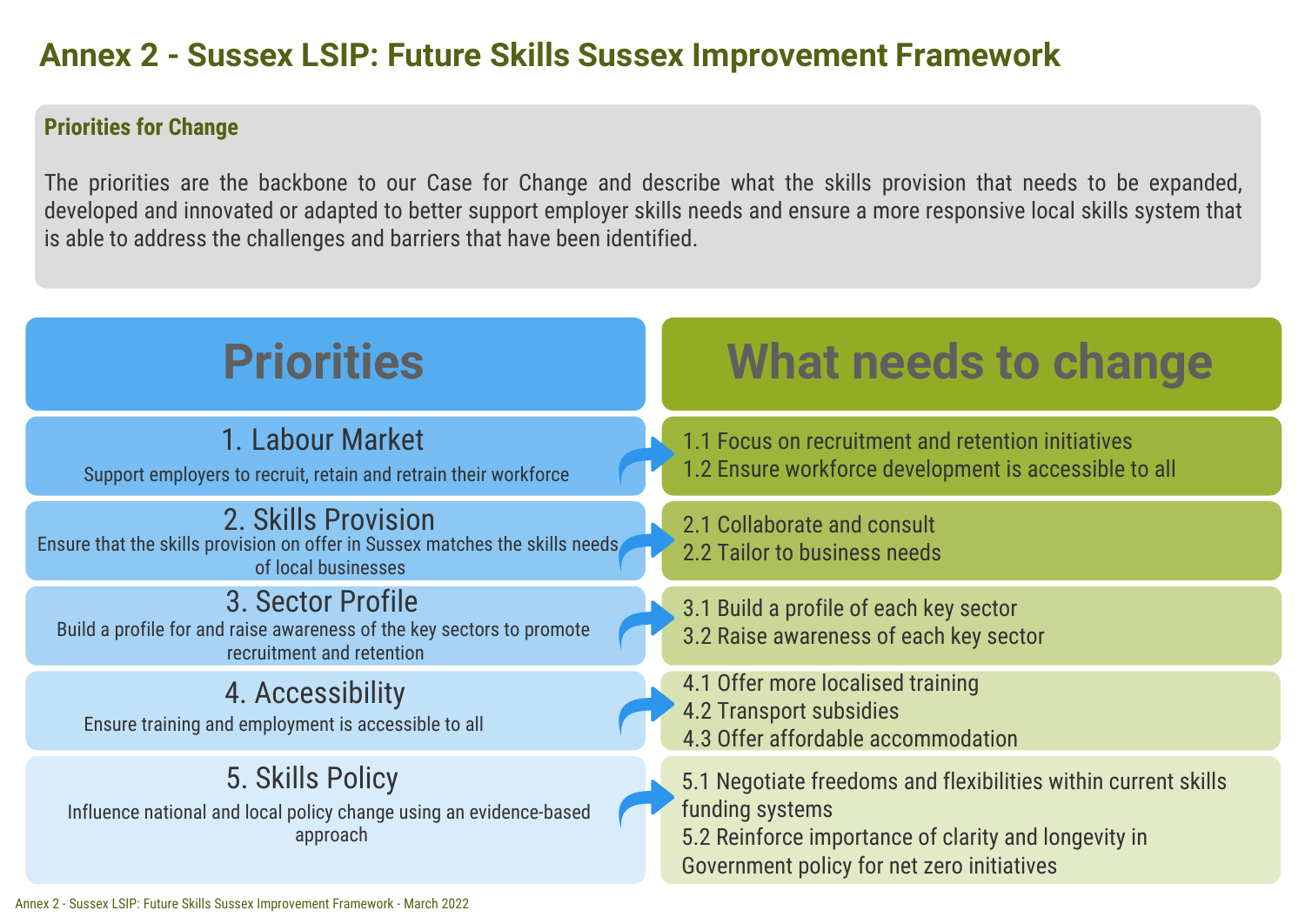# Annex 2 - Sussex LSIP: Future Skills Sussex Improvement Framework

**Priorities for Change**

The priorities are the backbone to our Case for Change and describe what the skills provision that needs to be expanded, developed and innovated or adapted to better support employer skills needs and ensure a more responsive local skills system that is able to address the challenges and barriers that have been identified.

| Priorities | What needs to change |
| --- | --- |
| **1. Labour Market**<br>Support employers to recruit, retain and retrain their workforce | 1.1 Focus on recruitment and retention initiatives<br>1.2 Ensure workforce development is accessible to all |
| **2. Skills Provision**<br>Ensure that the skills provision on offer in Sussex matches the skills needs of local businesses | 2.1 Collaborate and consult<br>2.2 Tailor to business needs |
| **3. Sector Profile**<br>Build a profile for and raise awareness of the key sectors to promote recruitment and retention | 3.1 Build a profile of each key sector<br>3.2 Raise awareness of each key sector |
| **4. Accessibility**<br>Ensure training and employment is accessible to all | 4.1 Offer more localised training<br>4.2 Transport subsidies<br>4.3 Offer affordable accommodation |
| **5. Skills Policy**<br>Influence national and local policy change using an evidence-based approach | 5.1 Negotiate freedoms and flexibilities within current skills funding systems<br>5.2 Reinforce importance of clarity and longevity in Government policy for net zero initiatives |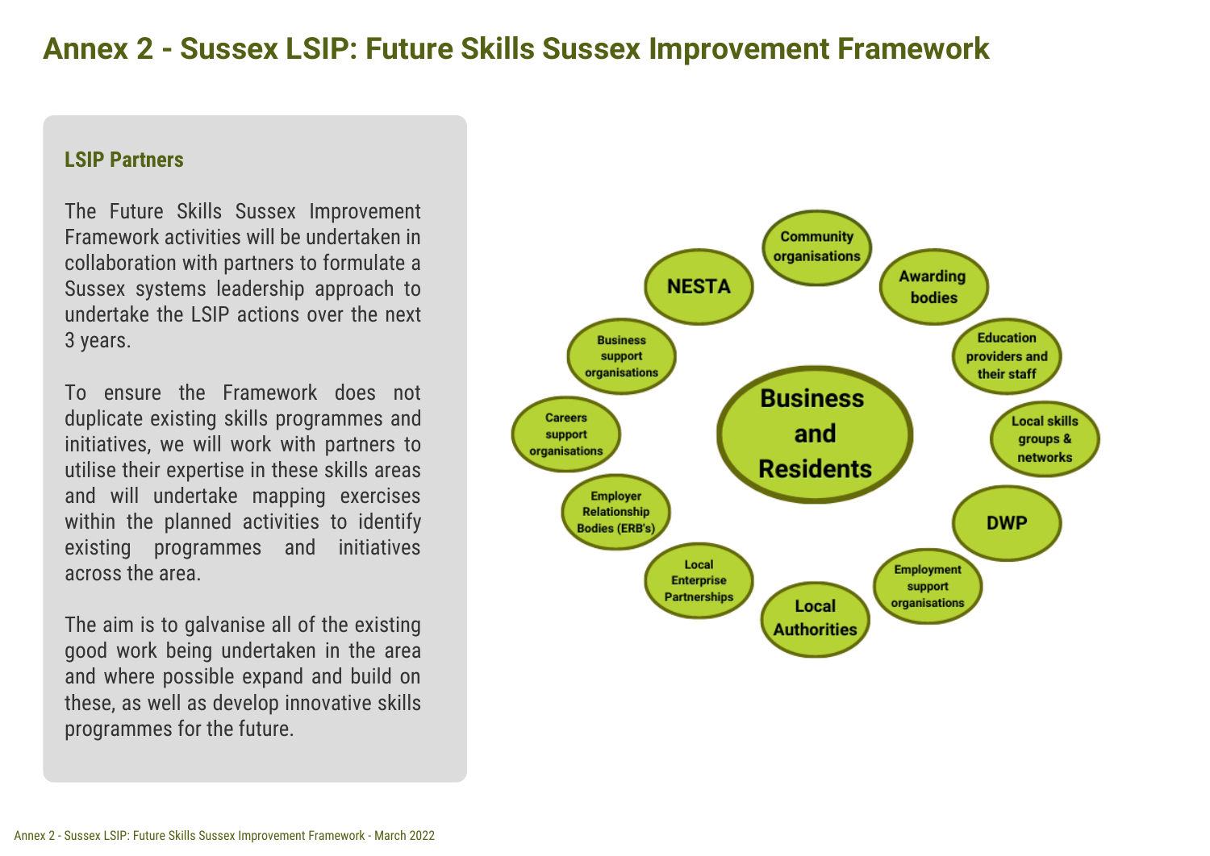# Annex 2 - Sussex LSIP: Future Skills Sussex Improvement Framework

## LSIP Partners

The Future Skills Sussex Improvement Framework activities will be undertaken in collaboration with partners to formulate a Sussex systems leadership approach to undertake the LSIP actions over the next 3 years.

To ensure the Framework does not duplicate existing skills programmes and initiatives, we will work with partners to utilise their expertise in these skills areas and will undertake mapping exercises within the planned activities to identify existing programmes and initiatives across the area.

The aim is to galvanise all of the existing good work being undertaken in the area and where possible expand and build on these, as well as develop innovative skills programmes for the future.

Business and Residents

- Community organisations
- Awarding bodies
- Education providers and their staff
- Local skills groups & networks
- DWP
- Employment support organisations
- Local Authorities
- Local Enterprise Partnerships
- Employer Relationship Bodies (ERB's)
- Careers support organisations
- Business support organisations
- NESTA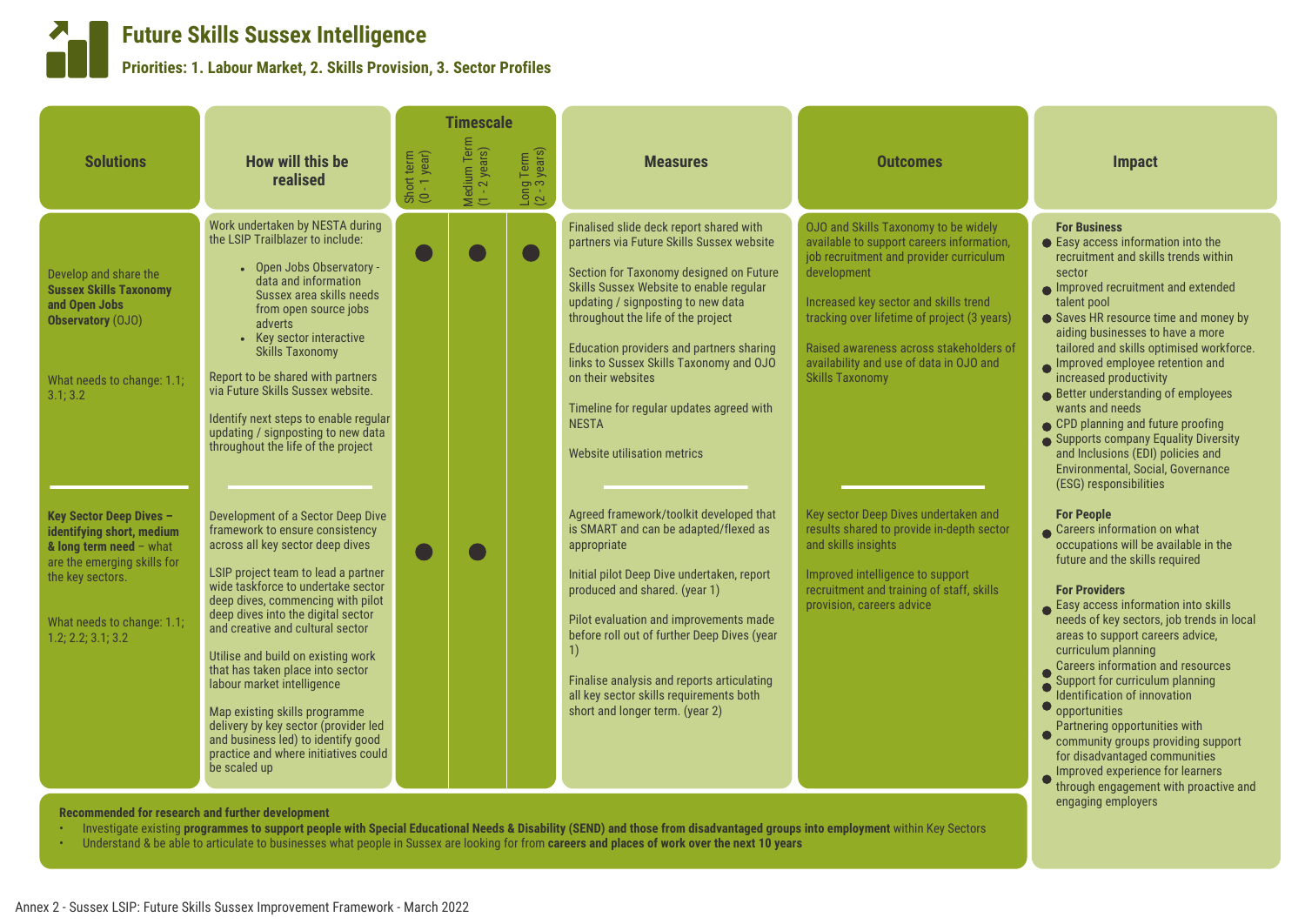# Future Skills Sussex Intelligence

**Priorities: 1. Labour Market, 2. Skills Provision, 3. Sector Profiles**

| Solutions | How will this be realised | Short term (0 - 1 year) | Medium Term (1 - 2 years) | Long Term (2 - 3 years) | Measures | Outcomes |
|---|---|---|---|---|---|---|
| Develop and share the **Sussex Skills Taxonomy and Open Jobs Observatory** (OJO)<br><br>What needs to change: 1.1; 3.1; 3.2 | Work undertaken by NESTA during the LSIP Trailblazer to include:<br>• Open Jobs Observatory - data and information Sussex area skills needs from open source jobs adverts<br>• Key sector interactive Skills Taxonomy<br><br>Report to be shared with partners via Future Skills Sussex website.<br><br>Identify next steps to enable regular updating / signposting to new data throughout the life of the project | ● | ● | ● | Finalised slide deck report shared with partners via Future Skills Sussex website<br><br>Section for Taxonomy designed on Future Skills Sussex Website to enable regular updating / signposting to new data throughout the life of the project<br><br>Education providers and partners sharing links to Sussex Skills Taxonomy and OJO on their websites<br><br>Timeline for regular updates agreed with NESTA<br><br>Website utilisation metrics | OJO and Skills Taxonomy to be widely available to support careers information, job recruitment and provider curriculum development<br><br>Increased key sector and skills trend tracking over lifetime of project (3 years)<br><br>Raised awareness across stakeholders of availability and use of data in OJO and Skills Taxonomy |
| **Key Sector Deep Dives – identifying short, medium & long term need** – what are the emerging skills for the key sectors.<br><br>What needs to change: 1.1; 1.2; 2.2; 3.1; 3.2 | Development of a Sector Deep Dive framework to ensure consistency across all key sector deep dives<br><br>LSIP project team to lead a partner wide taskforce to undertake sector deep dives, commencing with pilot deep dives into the digital sector and creative and cultural sector<br><br>Utilise and build on existing work that has taken place into sector labour market intelligence<br><br>Map existing skills programme delivery by key sector (provider led and business led) to identify good practice and where initiatives could be scaled up | ● | ● | | Agreed framework/toolkit developed that is SMART and can be adapted/flexed as appropriate<br><br>Initial pilot Deep Dive undertaken, report produced and shared. (year 1)<br><br>Pilot evaluation and improvements made before roll out of further Deep Dives (year 1)<br><br>Finalise analysis and reports articulating all key sector skills requirements both short and longer term. (year 2) | Key sector Deep Dives undertaken and results shared to provide in-depth sector and skills insights<br><br>Improved intelligence to support recruitment and training of staff, skills provision, careers advice |

## Impact

**For Business**
- Easy access information into the recruitment and skills trends within sector
- Improved recruitment and extended talent pool
- Saves HR resource time and money by aiding businesses to have a more tailored and skills optimised workforce.
- Improved employee retention and increased productivity
- Better understanding of employees wants and needs
- CPD planning and future proofing
- Supports company Equality Diversity and Inclusions (EDI) policies and Environmental, Social, Governance (ESG) responsibilities

**For People**
- Careers information on what occupations will be available in the future and the skills required

**For Providers**
- Easy access information into skills needs of key sectors, job trends in local areas to support careers advice, curriculum planning
- Careers information and resources
- Support for curriculum planning
- Identification of innovation opportunities
- Partnering opportunities with community groups providing support for disadvantaged communities
- Improved experience for learners through engagement with proactive and engaging employers

**Recommended for research and further development**
- Investigate existing **programmes to support people with Special Educational Needs & Disability (SEND) and those from disadvantaged groups into employment** within Key Sectors
- Understand & be able to articulate to businesses what people in Sussex are looking for from **careers and places of work over the next 10 years**

Annex 2 - Sussex LSIP: Future Skills Sussex Improvement Framework - March 2022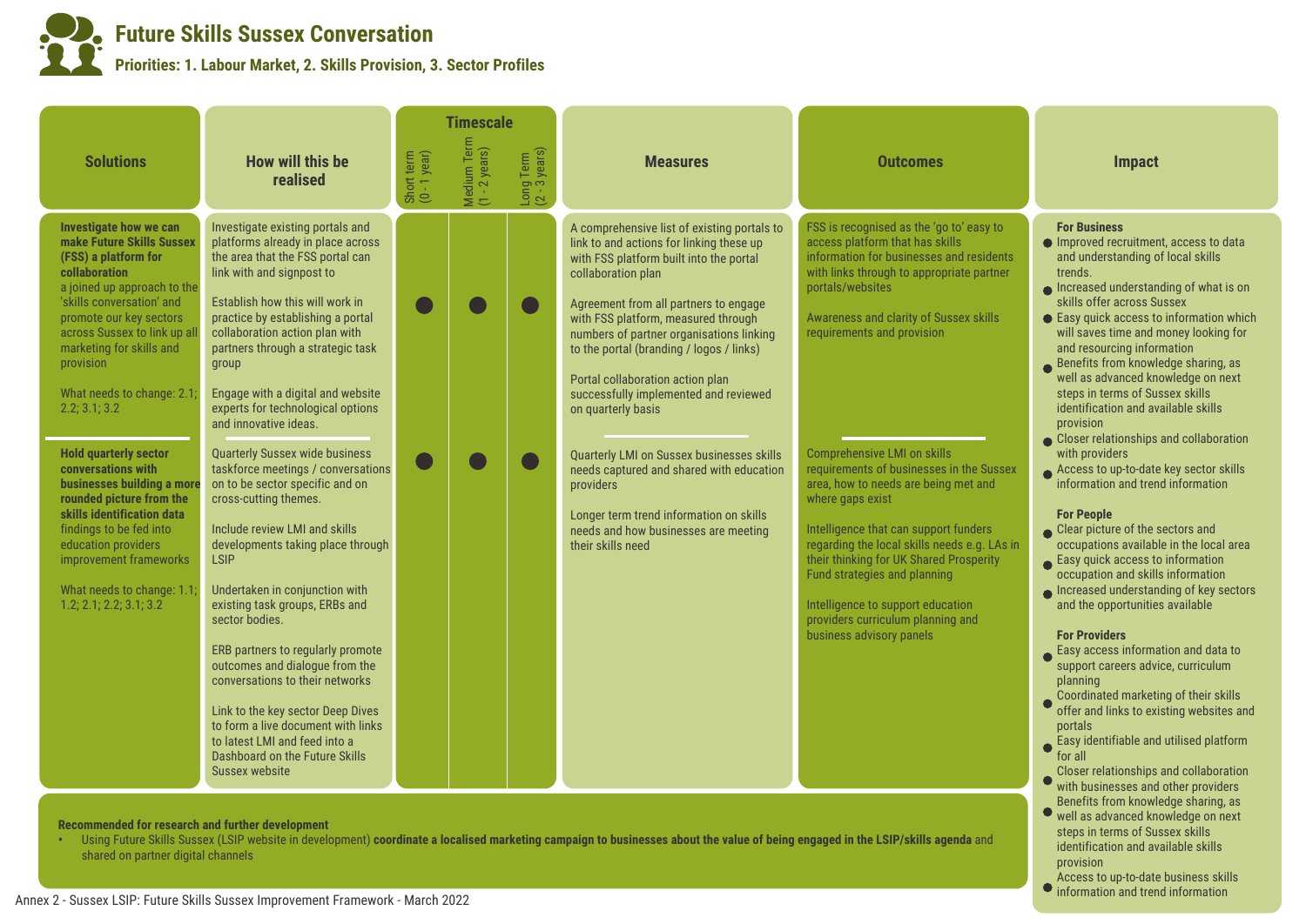# Future Skills Sussex Conversation

**Priorities: 1. Labour Market, 2. Skills Provision, 3. Sector Profiles**

| Solutions | How will this be realised | Timescale: Short term (0 - 1 year) | Timescale: Medium Term (1 - 2 years) | Timescale: Long Term (2 - 3 years) | Measures | Outcomes |
|---|---|---|---|---|---|---|
| **Investigate how we can make Future Skills Sussex (FSS) a platform for collaboration** a joined up approach to the 'skills conversation' and promote our key sectors across Sussex to link up all marketing for skills and provision<br><br>What needs to change: 2.1; 2.2; 3.1; 3.2 | Investigate existing portals and platforms already in place across the area that the FSS portal can link with and signpost to<br><br>Establish how this will work in practice by establishing a portal collaboration action plan with partners through a strategic task group<br><br>Engage with a digital and website experts for technological options and innovative ideas. | ● | ● | ● | A comprehensive list of existing portals to link to and actions for linking these up with FSS platform built into the portal collaboration plan<br><br>Agreement from all partners to engage with FSS platform, measured through numbers of partner organisations linking to the portal (branding / logos / links)<br><br>Portal collaboration action plan successfully implemented and reviewed on quarterly basis | FSS is recognised as the 'go to' easy to access platform that has skills information for businesses and residents with links through to appropriate partner portals/websites<br><br>Awareness and clarity of Sussex skills requirements and provision |
| **Hold quarterly sector conversations with businesses building a more rounded picture from the skills identification data** findings to be fed into education providers improvement frameworks<br><br>What needs to change: 1.1; 1.2; 2.1; 2.2; 3.1; 3.2 | Quarterly Sussex wide business taskforce meetings / conversations on to be sector specific and on cross-cutting themes.<br><br>Include review LMI and skills developments taking place through LSIP<br><br>Undertaken in conjunction with existing task groups, ERBs and sector bodies.<br><br>ERB partners to regularly promote outcomes and dialogue from the conversations to their networks<br><br>Link to the key sector Deep Dives to form a live document with links to latest LMI and feed into a Dashboard on the Future Skills Sussex website | ● | ● | ● | Quarterly LMI on Sussex businesses skills needs captured and shared with education providers<br><br>Longer term trend information on skills needs and how businesses are meeting their skills need | Comprehensive LMI on skills requirements of businesses in the Sussex area, how to needs are being met and where gaps exist<br><br>Intelligence that can support funders regarding the local skills needs e.g. LAs in their thinking for UK Shared Prosperity Fund strategies and planning<br><br>Intelligence to support education providers curriculum planning and business advisory panels |

## Impact

**For Business**
- Improved recruitment, access to data and understanding of local skills trends.
- Increased understanding of what is on skills offer across Sussex
- Easy quick access to information which will saves time and money looking for and resourcing information
- Benefits from knowledge sharing, as well as advanced knowledge on next steps in terms of Sussex skills identification and available skills provision
- Closer relationships and collaboration with providers
- Access to up-to-date key sector skills information and trend information

**For People**
- Clear picture of the sectors and occupations available in the local area
- Easy quick access to information occupation and skills information
- Increased understanding of key sectors and the opportunities available

**For Providers**
- Easy access information and data to support careers advice, curriculum planning
- Coordinated marketing of their skills offer and links to existing websites and portals
- Easy identifiable and utilised platform for all
- Closer relationships and collaboration with businesses and other providers
- Benefits from knowledge sharing, as well as advanced knowledge on next steps in terms of Sussex skills identification and available skills provision
- Access to up-to-date business skills information and trend information

**Recommended for research and further development**

- Using Future Skills Sussex (LSIP website in development) **coordinate a localised marketing campaign to businesses about the value of being engaged in the LSIP/skills agenda** and shared on partner digital channels

Annex 2 - Sussex LSIP: Future Skills Sussex Improvement Framework - March 2022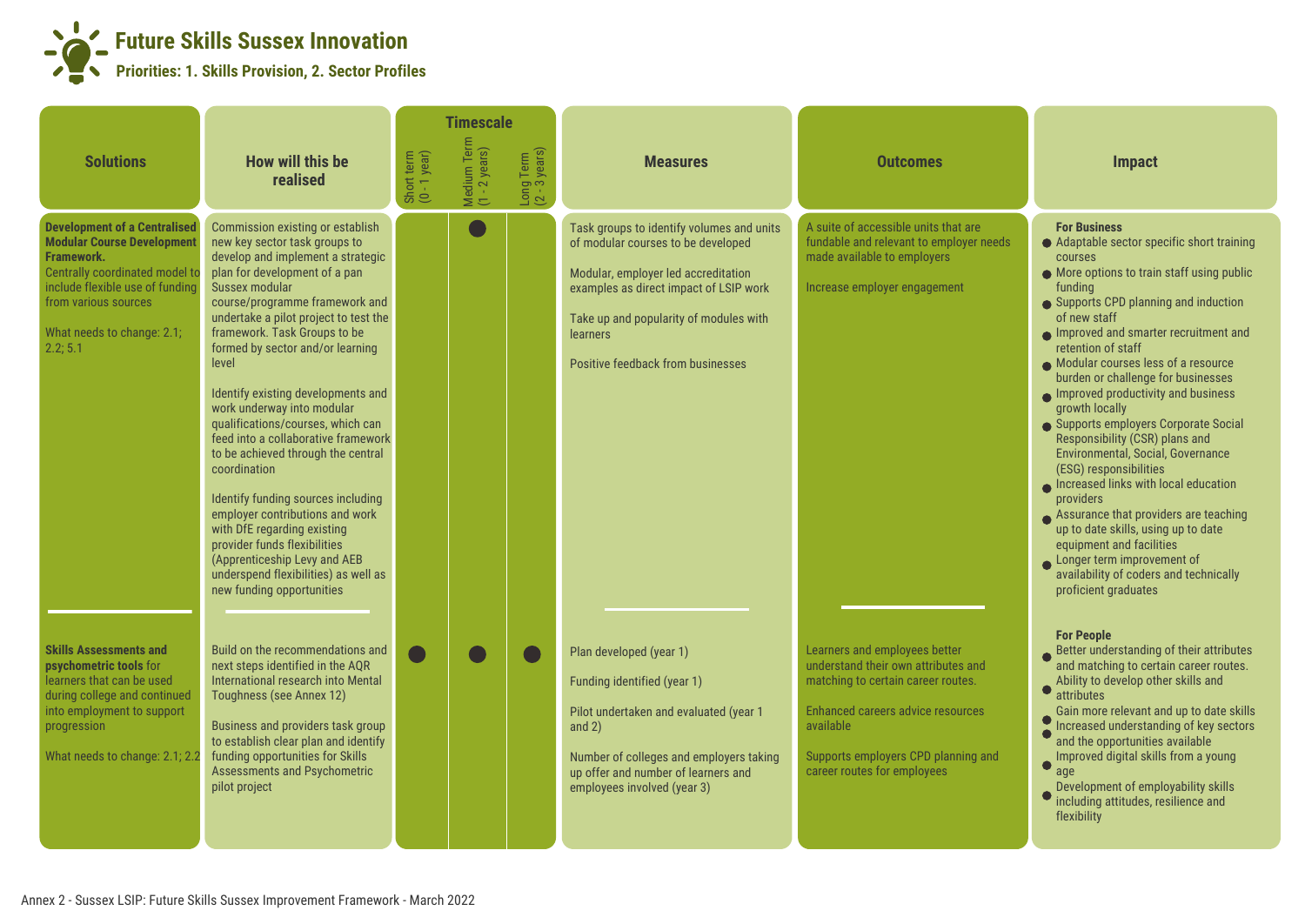# Future Skills Sussex Innovation

**Priorities: 1. Skills Provision, 2. Sector Profiles**

| Solutions | How will this be realised | Short term (0 - 1 year) | Medium Term (1 - 2 years) | Long Term (2 - 3 years) | Measures | Outcomes | Impact |
|---|---|---|---|---|---|---|---|
| **Development of a Centralised Modular Course Development Framework.** Centrally coordinated model to include flexible use of funding from various sources<br><br>What needs to change: 2.1; 2.2; 5.1 | Commission existing or establish new key sector task groups to develop and implement a strategic plan for development of a pan Sussex modular course/programme framework and undertake a pilot project to test the framework. Task Groups to be formed by sector and/or learning level<br><br>Identify existing developments and work underway into modular qualifications/courses, which can feed into a collaborative framework to be achieved through the central coordination<br><br>Identify funding sources including employer contributions and work with DfE regarding existing provider funds flexibilities (Apprenticeship Levy and AEB underspend flexibilities) as well as new funding opportunities | | ● | | Task groups to identify volumes and units of modular courses to be developed<br><br>Modular, employer led accreditation examples as direct impact of LSIP work<br><br>Take up and popularity of modules with learners<br><br>Positive feedback from businesses | A suite of accessible units that are fundable and relevant to employer needs made available to employers<br><br>Increase employer engagement | **For Business**<br>● Adaptable sector specific short training courses<br>● More options to train staff using public funding<br>● Supports CPD planning and induction of new staff<br>● Improved and smarter recruitment and retention of staff<br>● Modular courses less of a resource burden or challenge for businesses<br>● Improved productivity and business growth locally<br>● Supports employers Corporate Social Responsibility (CSR) plans and Environmental, Social, Governance (ESG) responsibilities<br>● Increased links with local education providers<br>● Assurance that providers are teaching up to date skills, using up to date equipment and facilities<br>● Longer term improvement of availability of coders and technically proficient graduates |
| **Skills Assessments and psychometric tools** for learners that can be used during college and continued into employment to support progression<br><br>What needs to change: 2.1; 2.2 | Build on the recommendations and next steps identified in the AQR International research into Mental Toughness (see Annex 12)<br><br>Business and providers task group to establish clear plan and identify funding opportunities for Skills Assessments and Psychometric pilot project | ● | ● | ● | Plan developed (year 1)<br><br>Funding identified (year 1)<br><br>Pilot undertaken and evaluated (year 1 and 2)<br><br>Number of colleges and employers taking up offer and number of learners and employees involved (year 3) | Learners and employees better understand their own attributes and matching to certain career routes.<br><br>Enhanced careers advice resources available<br><br>Supports employers CPD planning and career routes for employees | **For People**<br>● Better understanding of their attributes and matching to certain career routes.<br>● Ability to develop other skills and attributes<br>● Gain more relevant and up to date skills<br>● Increased understanding of key sectors and the opportunities available<br>● Improved digital skills from a young age<br>● Development of employability skills including attitudes, resilience and flexibility |

Annex 2 - Sussex LSIP: Future Skills Sussex Improvement Framework - March 2022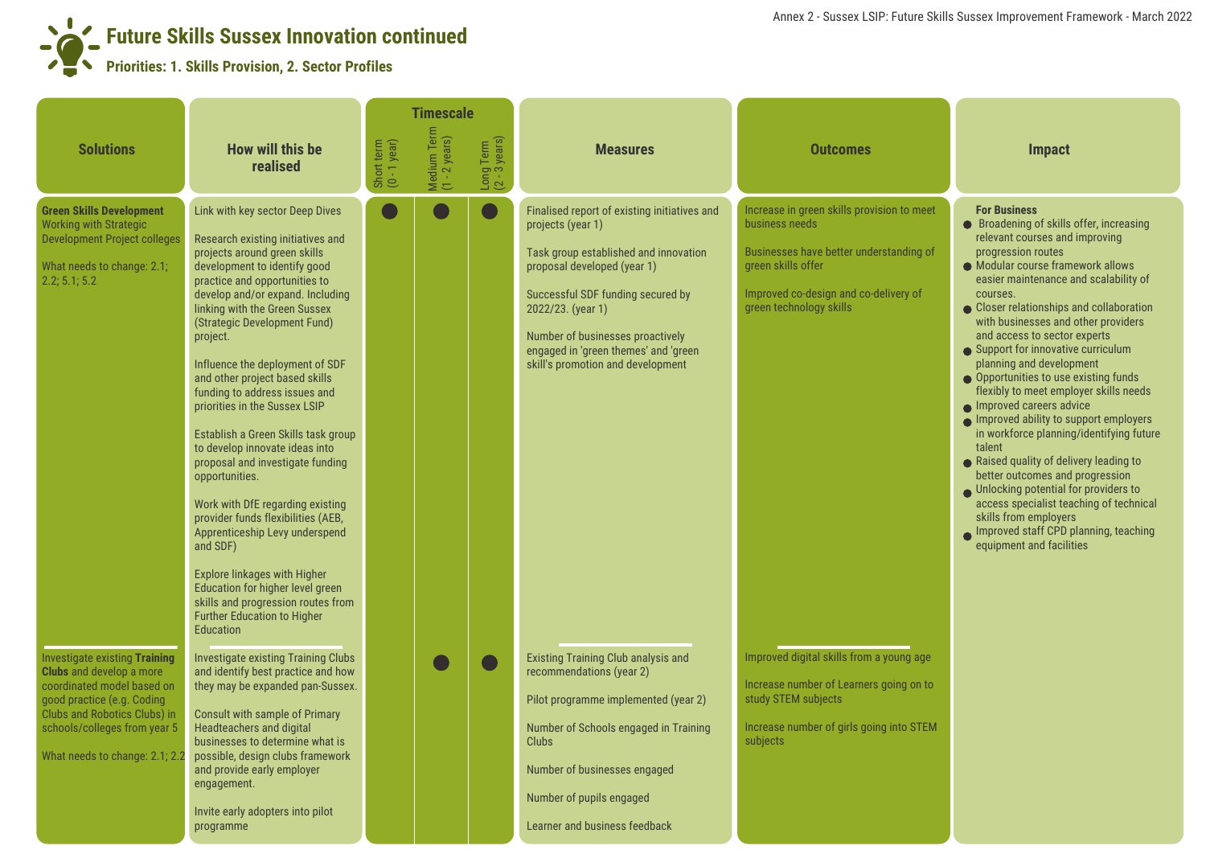# Future Skills Sussex Innovation continued

**Priorities: 1. Skills Provision, 2. Sector Profiles**

| Solutions | How will this be realised | Timescale: Short term (0 - 1 year) | Timescale: Medium Term (1 - 2 years) | Timescale: Long Term (2 - 3 years) | Measures | Outcomes | Impact |
|---|---|---|---|---|---|---|---|
| **Green Skills Development** Working with Strategic Development Project colleges<br><br>What needs to change: 2.1; 2.2; 5.1; 5.2 | Link with key sector Deep Dives<br><br>Research existing initiatives and projects around green skills development to identify good practice and opportunities to develop and/or expand. Including linking with the Green Sussex (Strategic Development Fund) project.<br><br>Influence the deployment of SDF and other project based skills funding to address issues and priorities in the Sussex LSIP<br><br>Establish a Green Skills task group to develop innovate ideas into proposal and investigate funding opportunities.<br><br>Work with DfE regarding existing provider funds flexibilities (AEB, Apprenticeship Levy underspend and SDF)<br><br>Explore linkages with Higher Education for higher level green skills and progression routes from Further Education to Higher Education | ● | ● | ● | Finalised report of existing initiatives and projects (year 1)<br><br>Task group established and innovation proposal developed (year 1)<br><br>Successful SDF funding secured by 2022/23. (year 1)<br><br>Number of businesses proactively engaged in 'green themes' and 'green skill's promotion and development | Increase in green skills provision to meet business needs<br><br>Businesses have better understanding of green skills offer<br><br>Improved co-design and co-delivery of green technology skills | **For Business**<br>● Broadening of skills offer, increasing relevant courses and improving progression routes<br>● Modular course framework allows easier maintenance and scalability of courses.<br>● Closer relationships and collaboration with businesses and other providers and access to sector experts<br>● Support for innovative curriculum planning and development<br>● Opportunities to use existing funds flexibly to meet employer skills needs<br>● Improved careers advice<br>● Improved ability to support employers in workforce planning/identifying future talent<br>● Raised quality of delivery leading to better outcomes and progression<br>● Unlocking potential for providers to access specialist teaching of technical skills from employers<br>● Improved staff CPD planning, teaching equipment and facilities |
| Investigate existing **Training Clubs** and develop a more coordinated model based on good practice (e.g. Coding Clubs and Robotics Clubs) in schools/colleges from year 5<br><br>What needs to change: 2.1; 2.2 | Investigate existing Training Clubs and identify best practice and how they may be expanded pan-Sussex.<br><br>Consult with sample of Primary Headteachers and digital businesses to determine what is possible, design clubs framework and provide early employer engagement.<br><br>Invite early adopters into pilot programme | | ● | ● | Existing Training Club analysis and recommendations (year 2)<br><br>Pilot programme implemented (year 2)<br><br>Number of Schools engaged in Training Clubs<br><br>Number of businesses engaged<br><br>Number of pupils engaged<br><br>Learner and business feedback | Improved digital skills from a young age<br><br>Increase number of Learners going on to study STEM subjects<br><br>Increase number of girls going into STEM subjects | |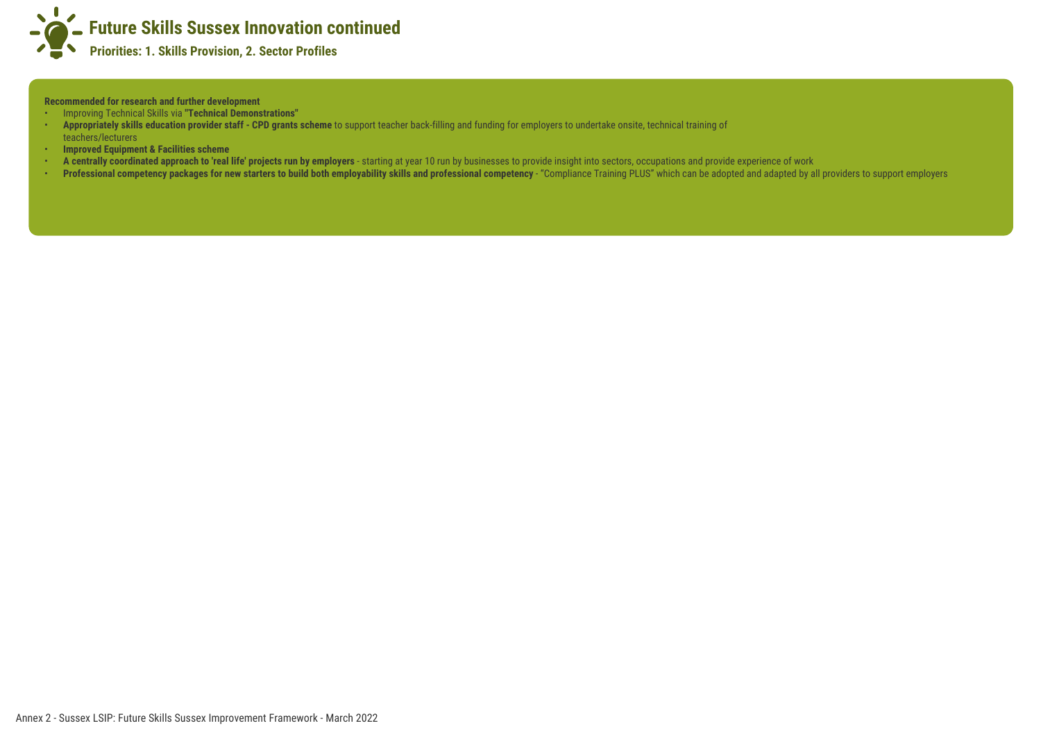# Future Skills Sussex Innovation continued

**Priorities: 1. Skills Provision, 2. Sector Profiles**

**Recommended for research and further development**

- Improving Technical Skills via **"Technical Demonstrations"**
- **Appropriately skills education provider staff - CPD grants scheme** to support teacher back-filling and funding for employers to undertake onsite, technical training of teachers/lecturers
- **Improved Equipment & Facilities scheme**
- **A centrally coordinated approach to 'real life' projects run by employers** - starting at year 10 run by businesses to provide insight into sectors, occupations and provide experience of work
- **Professional competency packages for new starters to build both employability skills and professional competency** - "Compliance Training PLUS" which can be adopted and adapted by all providers to support employers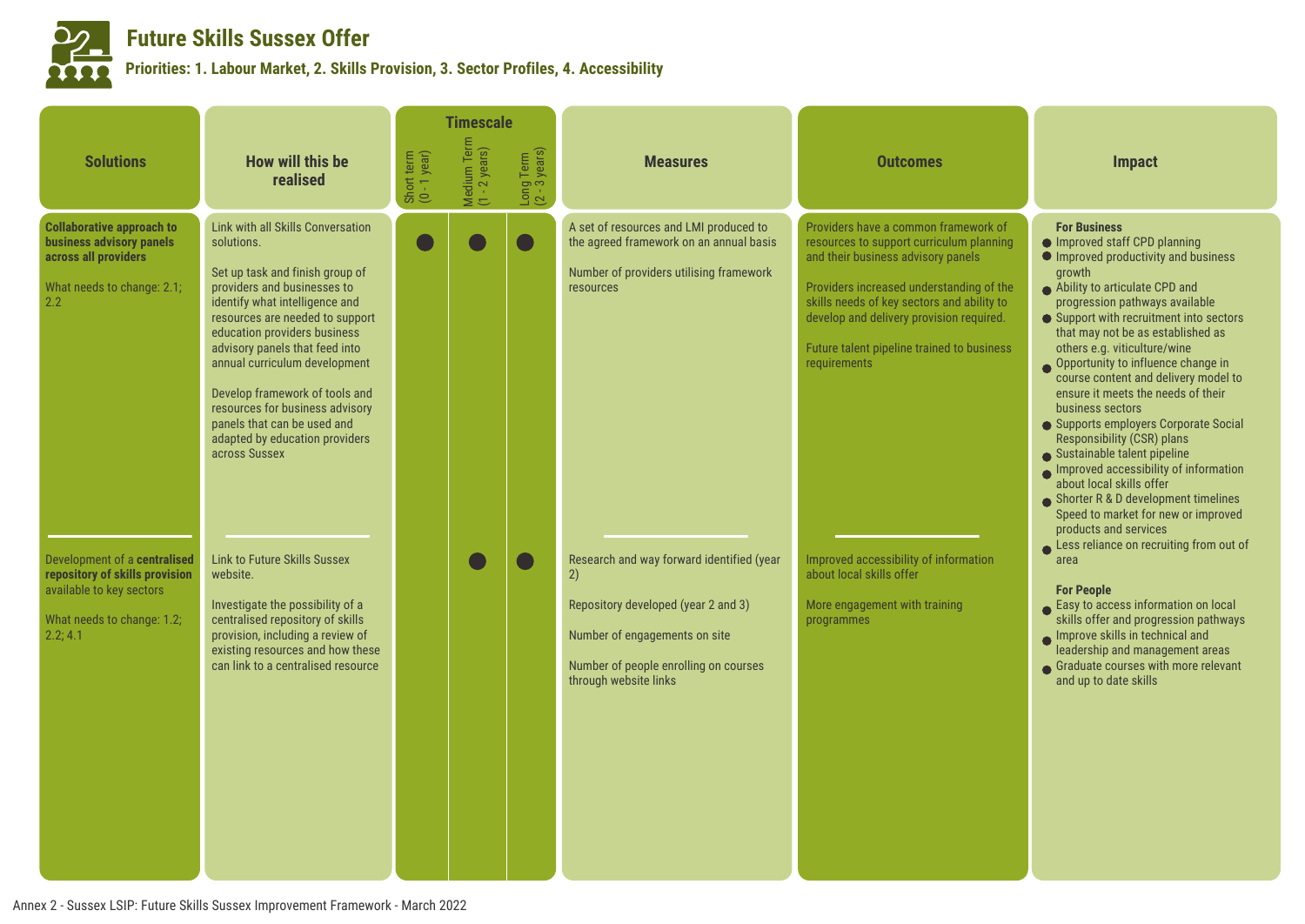# Future Skills Sussex Offer

**Priorities: 1. Labour Market, 2. Skills Provision, 3. Sector Profiles, 4. Accessibility**

| Solutions | How will this be realised | Timescale: Short term (0 - 1 year) | Timescale: Medium Term (1 - 2 years) | Timescale: Long Term (2 - 3 years) | Measures | Outcomes | Impact |
|---|---|---|---|---|---|---|---|
| **Collaborative approach to business advisory panels across all providers**<br><br>What needs to change: 2.1; 2.2 | Link with all Skills Conversation solutions.<br><br>Set up task and finish group of providers and businesses to identify what intelligence and resources are needed to support education providers business advisory panels that feed into annual curriculum development<br><br>Develop framework of tools and resources for business advisory panels that can be used and adapted by education providers across Sussex | ● | ● | ● | A set of resources and LMI produced to the agreed framework on an annual basis<br><br>Number of providers utilising framework resources | Providers have a common framework of resources to support curriculum planning and their business advisory panels<br><br>Providers increased understanding of the skills needs of key sectors and ability to develop and delivery provision required.<br><br>Future talent pipeline trained to business requirements | **For Business**<br>• Improved staff CPD planning<br>• Improved productivity and business growth<br>• Ability to articulate CPD and progression pathways available<br>• Support with recruitment into sectors that may not be as established as others e.g. viticulture/wine<br>• Opportunity to influence change in course content and delivery model to ensure it meets the needs of their business sectors<br>• Supports employers Corporate Social Responsibility (CSR) plans<br>• Sustainable talent pipeline<br>• Improved accessibility of information about local skills offer<br>• Shorter R & D development timelines Speed to market for new or improved products and services<br>• Less reliance on recruiting from out of area<br><br>**For People**<br>• Easy to access information on local skills offer and progression pathways<br>• Improve skills in technical and leadership and management areas<br>• Graduate courses with more relevant and up to date skills |
| Development of a **centralised repository of skills provision** available to key sectors<br><br>What needs to change: 1.2; 2.2; 4.1 | Link to Future Skills Sussex website.<br><br>Investigate the possibility of a centralised repository of skills provision, including a review of existing resources and how these can link to a centralised resource | | ● | ● | Research and way forward identified (year 2)<br><br>Repository developed (year 2 and 3)<br><br>Number of engagements on site<br><br>Number of people enrolling on courses through website links | Improved accessibility of information about local skills offer<br><br>More engagement with training programmes | |

Annex 2 - Sussex LSIP: Future Skills Sussex Improvement Framework - March 2022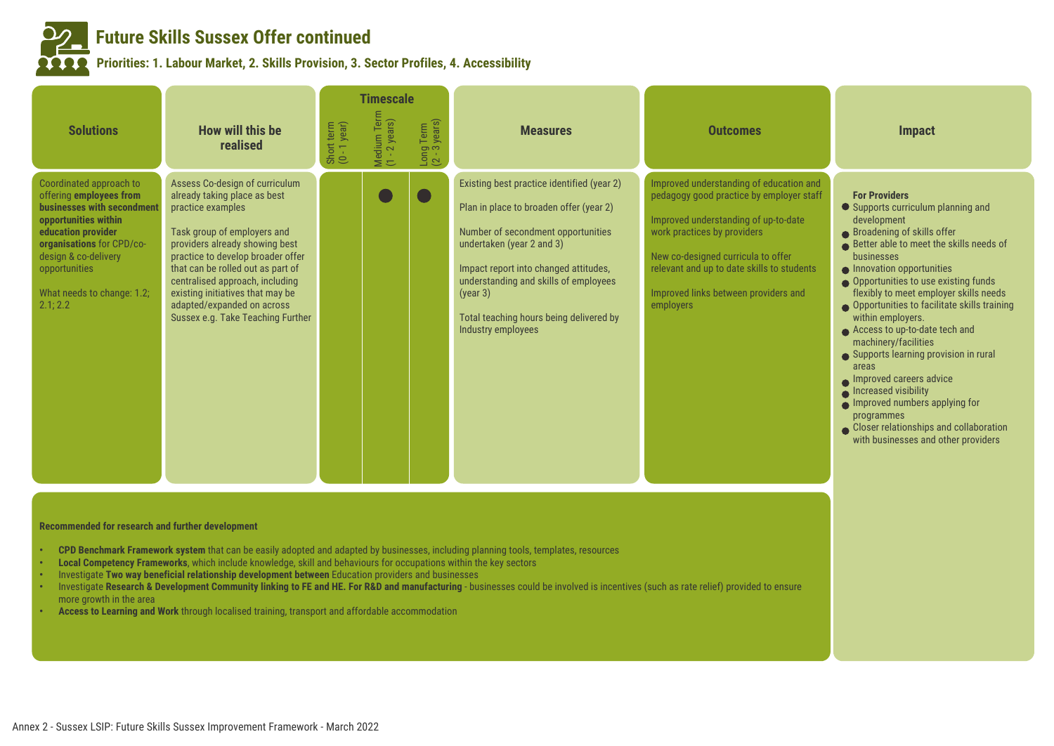# Future Skills Sussex Offer continued

**Priorities: 1. Labour Market, 2. Skills Provision, 3. Sector Profiles, 4. Accessibility**

| Solutions | How will this be realised | Timescale: Short term (0 - 1 year) | Timescale: Medium Term (1 - 2 years) | Timescale: Long Term (2 - 3 years) | Measures | Outcomes | Impact |
|---|---|---|---|---|---|---|---|
| Coordinated approach to offering **employees from businesses with secondment opportunities within education provider organisations** for CPD/co-design & co-delivery opportunities<br><br>What needs to change: 1.2; 2.1; 2.2 | Assess Co-design of curriculum already taking place as best practice examples<br><br>Task group of employers and providers already showing best practice to develop broader offer that can be rolled out as part of centralised approach, including existing initiatives that may be adapted/expanded on across Sussex e.g. Take Teaching Further | | ● | ● | Existing best practice identified (year 2)<br><br>Plan in place to broaden offer (year 2)<br><br>Number of secondment opportunities undertaken (year 2 and 3)<br><br>Impact report into changed attitudes, understanding and skills of employees (year 3)<br><br>Total teaching hours being delivered by Industry employees | Improved understanding of education and pedagogy good practice by employer staff<br><br>Improved understanding of up-to-date work practices by providers<br><br>New co-designed curricula to offer relevant and up to date skills to students<br><br>Improved links between providers and employers | **For Providers**<br>• Supports curriculum planning and development<br>• Broadening of skills offer<br>• Better able to meet the skills needs of businesses<br>• Innovation opportunities<br>• Opportunities to use existing funds flexibly to meet employer skills needs<br>• Opportunities to facilitate skills training within employers.<br>• Access to up-to-date tech and machinery/facilities<br>• Supports learning provision in rural areas<br>• Improved careers advice<br>• Increased visibility<br>• Improved numbers applying for programmes<br>• Closer relationships and collaboration with businesses and other providers |

**Recommended for research and further development**

- **CPD Benchmark Framework system** that can be easily adopted and adapted by businesses, including planning tools, templates, resources
- **Local Competency Frameworks**, which include knowledge, skill and behaviours for occupations within the key sectors
- Investigate **Two way beneficial relationship development between** Education providers and businesses
- Investigate **Research & Development Community linking to FE and HE. For R&D and manufacturing** - businesses could be involved is incentives (such as rate relief) provided to ensure more growth in the area
- **Access to Learning and Work** through localised training, transport and affordable accommodation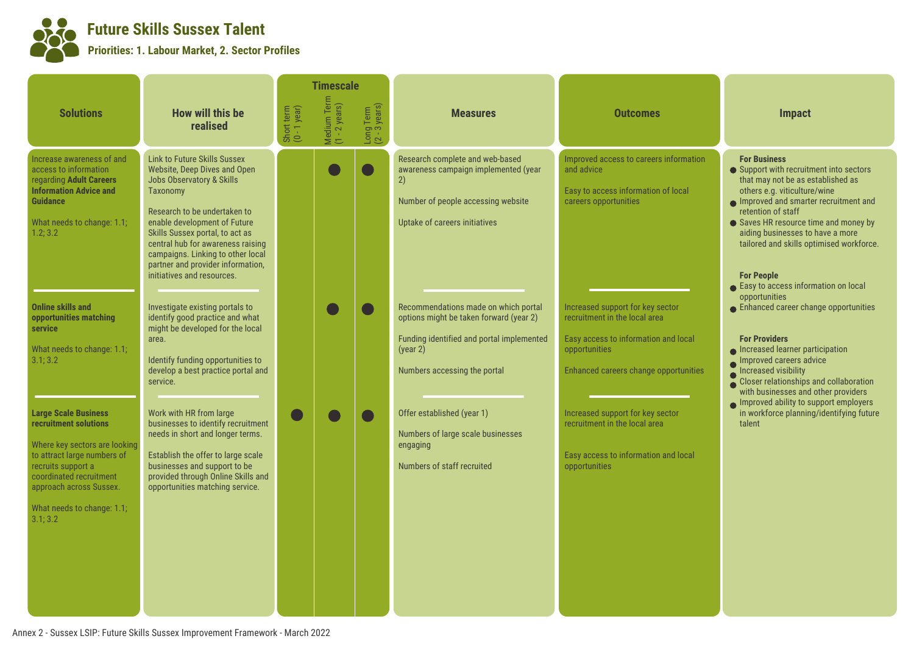# Future Skills Sussex Talent

**Priorities: 1. Labour Market, 2. Sector Profiles**

| Solutions | How will this be realised | Timescale: Short term (0 - 1 year) | Timescale: Medium Term (1 - 2 years) | Timescale: Long Term (2 - 3 years) | Measures | Outcomes |
|---|---|---|---|---|---|---|
| Increase awareness of and access to information regarding **Adult Careers Information Advice and Guidance**<br><br>What needs to change: 1.1; 1.2; 3.2 | Link to Future Skills Sussex Website, Deep Dives and Open Jobs Observatory & Skills Taxonomy<br><br>Research to be undertaken to enable development of Future Skills Sussex portal, to act as central hub for awareness raising campaigns. Linking to other local partner and provider information, initiatives and resources. | | ● | ● | Research complete and web-based awareness campaign implemented (year 2)<br><br>Number of people accessing website<br><br>Uptake of careers initiatives | Improved access to careers information and advice<br><br>Easy to access information of local careers opportunities |
| **Online skills and opportunities matching service**<br><br>What needs to change: 1.1; 3.1; 3.2 | Investigate existing portals to identify good practice and what might be developed for the local area.<br><br>Identify funding opportunities to develop a best practice portal and service. | | ● | ● | Recommendations made on which portal options might be taken forward (year 2)<br><br>Funding identified and portal implemented (year 2)<br><br>Numbers accessing the portal | Increased support for key sector recruitment in the local area<br><br>Easy access to information and local opportunities<br><br>Enhanced careers change opportunities |
| **Large Scale Business recruitment solutions**<br><br>Where key sectors are looking to attract large numbers of recruits support a coordinated recruitment approach across Sussex.<br><br>What needs to change: 1.1; 3.1; 3.2 | Work with HR from large businesses to identify recruitment needs in short and longer terms.<br><br>Establish the offer to large scale businesses and support to be provided through Online Skills and opportunities matching service. | ● | ● | ● | Offer established (year 1)<br><br>Numbers of large scale businesses engaging<br><br>Numbers of staff recruited | Increased support for key sector recruitment in the local area<br><br>Easy access to information and local opportunities |

## Impact

**For Business**
- Support with recruitment into sectors that may not be as established as others e.g. viticulture/wine
- Improved and smarter recruitment and retention of staff
- Saves HR resource time and money by aiding businesses to have a more tailored and skills optimised workforce.

**For People**
- Easy to access information on local opportunities
- Enhanced career change opportunities

**For Providers**
- Increased learner participation
- Improved careers advice
- Increased visibility
- Closer relationships and collaboration with businesses and other providers
- Improved ability to support employers in workforce planning/identifying future talent

Annex 2 - Sussex LSIP: Future Skills Sussex Improvement Framework - March 2022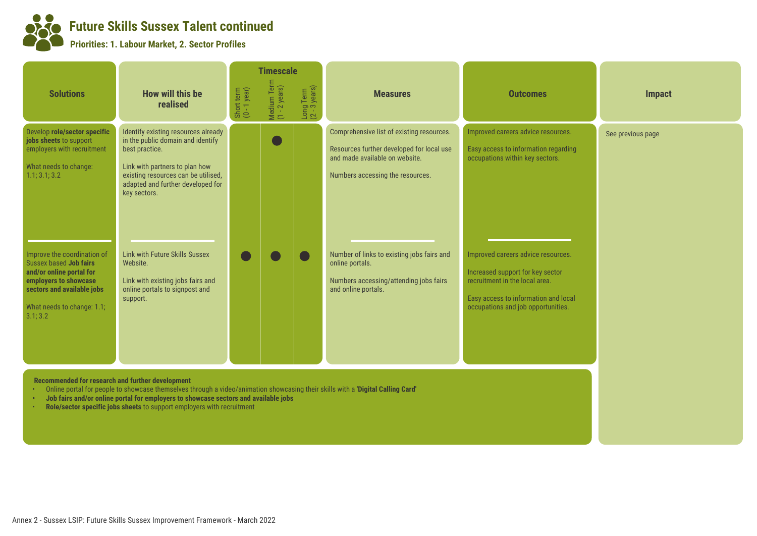# Future Skills Sussex Talent continued

**Priorities: 1. Labour Market, 2. Sector Profiles**

| Solutions | How will this be realised | Timescale: Short term (0 - 1 year) | Timescale: Medium Term (1 - 2 years) | Timescale: Long Term (2 - 3 years) | Measures | Outcomes | Impact |
|---|---|---|---|---|---|---|---|
| Develop **role/sector specific jobs sheets** to support employers with recruitment<br><br>What needs to change: 1.1; 3.1; 3.2 | Identify existing resources already in the public domain and identify best practice.<br><br>Link with partners to plan how existing resources can be utilised, adapted and further developed for key sectors. | | ● | | Comprehensive list of existing resources.<br><br>Resources further developed for local use and made available on website.<br><br>Numbers accessing the resources. | Improved careers advice resources.<br><br>Easy access to information regarding occupations within key sectors. | See previous page |
| Improve the coordination of Sussex based **Job fairs and/or online portal for employers to showcase sectors and available jobs**<br><br>What needs to change: 1.1; 3.1; 3.2 | Link with Future Skills Sussex Website.<br><br>Link with existing jobs fairs and online portals to signpost and support. | ● | ● | ● | Number of links to existing jobs fairs and online portals.<br><br>Numbers accessing/attending jobs fairs and online portals. | Improved careers advice resources.<br><br>Increased support for key sector recruitment in the local area.<br><br>Easy access to information and local occupations and job opportunities. | |

**Recommended for research and further development**

- Online portal for people to showcase themselves through a video/animation showcasing their skills with a **'Digital Calling Card'**
- **Job fairs and/or online portal for employers to showcase sectors and available jobs**
- **Role/sector specific jobs sheets** to support employers with recruitment

Annex 2 - Sussex LSIP: Future Skills Sussex Improvement Framework - March 2022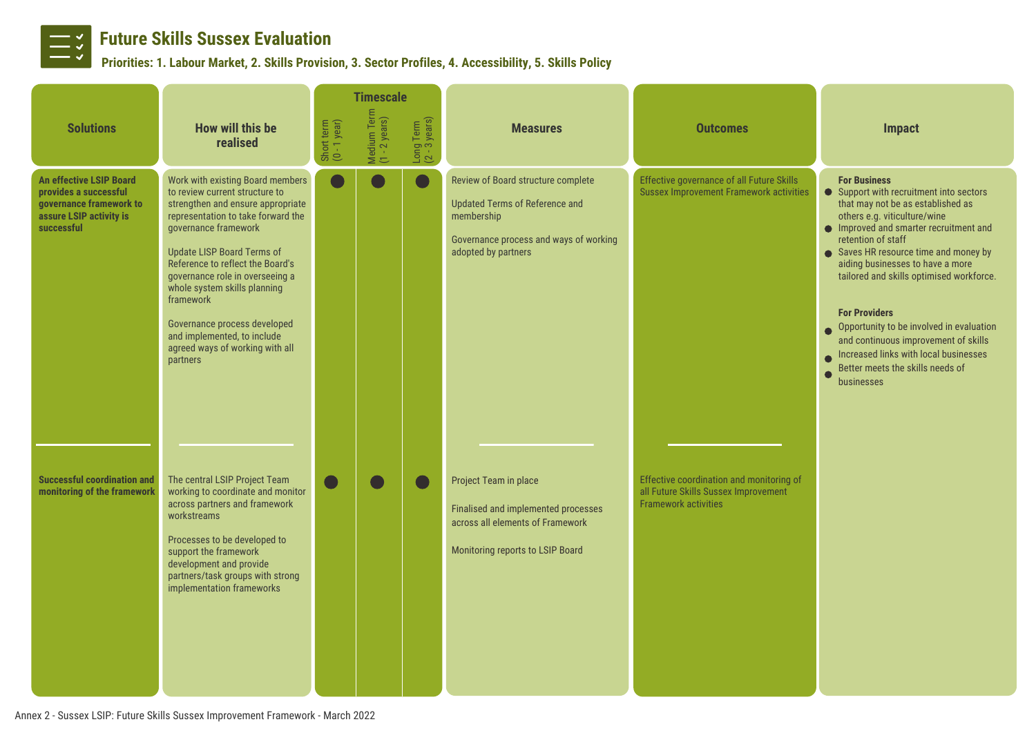# Future Skills Sussex Evaluation

**Priorities: 1. Labour Market, 2. Skills Provision, 3. Sector Profiles, 4. Accessibility, 5. Skills Policy**

| Solutions | How will this be realised | Timescale: Short term (0 - 1 year) | Timescale: Medium Term (1 - 2 years) | Timescale: Long Term (2 - 3 years) | Measures | Outcomes | Impact |
|---|---|---|---|---|---|---|---|
| **An effective LSIP Board provides a successful governance framework to assure LSIP activity is successful** | Work with existing Board members to review current structure to strengthen and ensure appropriate representation to take forward the governance framework<br><br>Update LSIP Board Terms of Reference to reflect the Board's governance role in overseeing a whole system skills planning framework<br><br>Governance process developed and implemented, to include agreed ways of working with all partners | ● | ● | ● | Review of Board structure complete<br><br>Updated Terms of Reference and membership<br><br>Governance process and ways of working adopted by partners | Effective governance of all Future Skills Sussex Improvement Framework activities | **For Business**<br>• Support with recruitment into sectors that may not be as established as others e.g. viticulture/wine<br>• Improved and smarter recruitment and retention of staff<br>• Saves HR resource time and money by aiding businesses to have a more tailored and skills optimised workforce.<br><br>**For Providers**<br>• Opportunity to be involved in evaluation and continuous improvement of skills<br>• Increased links with local businesses<br>• Better meets the skills needs of businesses |
| **Successful coordination and monitoring of the framework** | The central LSIP Project Team working to coordinate and monitor across partners and framework workstreams<br><br>Processes to be developed to support the framework development and provide partners/task groups with strong implementation frameworks | ● | ● | ● | Project Team in place<br><br>Finalised and implemented processes across all elements of Framework<br><br>Monitoring reports to LSIP Board | Effective coordination and monitoring of all Future Skills Sussex Improvement Framework activities | |

Annex 2 - Sussex LSIP: Future Skills Sussex Improvement Framework - March 2022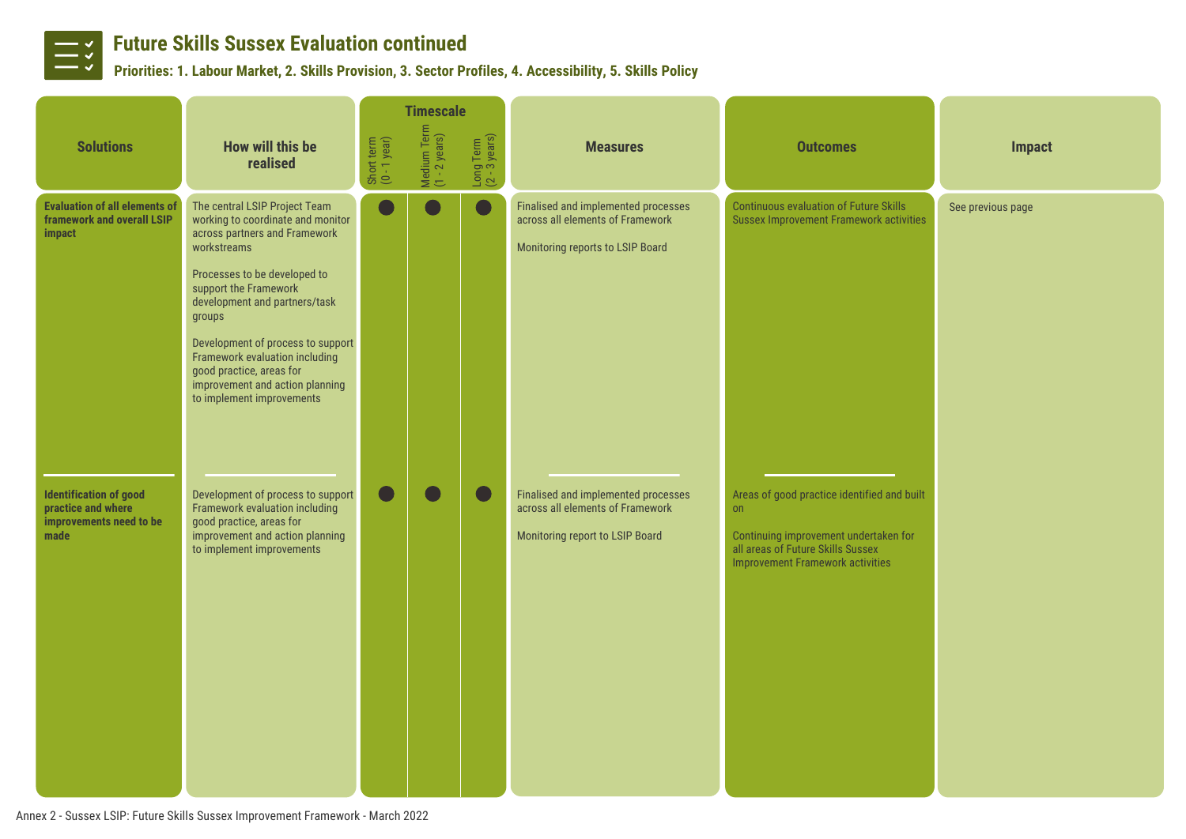# Future Skills Sussex Evaluation continued

**Priorities: 1. Labour Market, 2. Skills Provision, 3. Sector Profiles, 4. Accessibility, 5. Skills Policy**

| Solutions | How will this be realised | Timescale: Short term (0 - 1 year) | Timescale: Medium Term (1 - 2 years) | Timescale: Long Term (2 - 3 years) | Measures | Outcomes | Impact |
|---|---|---|---|---|---|---|---|
| **Evaluation of all elements of framework and overall LSIP impact** | The central LSIP Project Team working to coordinate and monitor across partners and Framework workstreams<br><br>Processes to be developed to support the Framework development and partners/task groups<br><br>Development of process to support Framework evaluation including good practice, areas for improvement and action planning to implement improvements | ● | ● | ● | Finalised and implemented processes across all elements of Framework<br><br>Monitoring reports to LSIP Board | Continuous evaluation of Future Skills Sussex Improvement Framework activities | See previous page |
| **Identification of good practice and where improvements need to be made** | Development of process to support Framework evaluation including good practice, areas for improvement and action planning to implement improvements | ● | ● | ● | Finalised and implemented processes across all elements of Framework<br><br>Monitoring report to LSIP Board | Areas of good practice identified and built on<br><br>Continuing improvement undertaken for all areas of Future Skills Sussex Improvement Framework activities | |

Annex 2 - Sussex LSIP: Future Skills Sussex Improvement Framework - March 2022